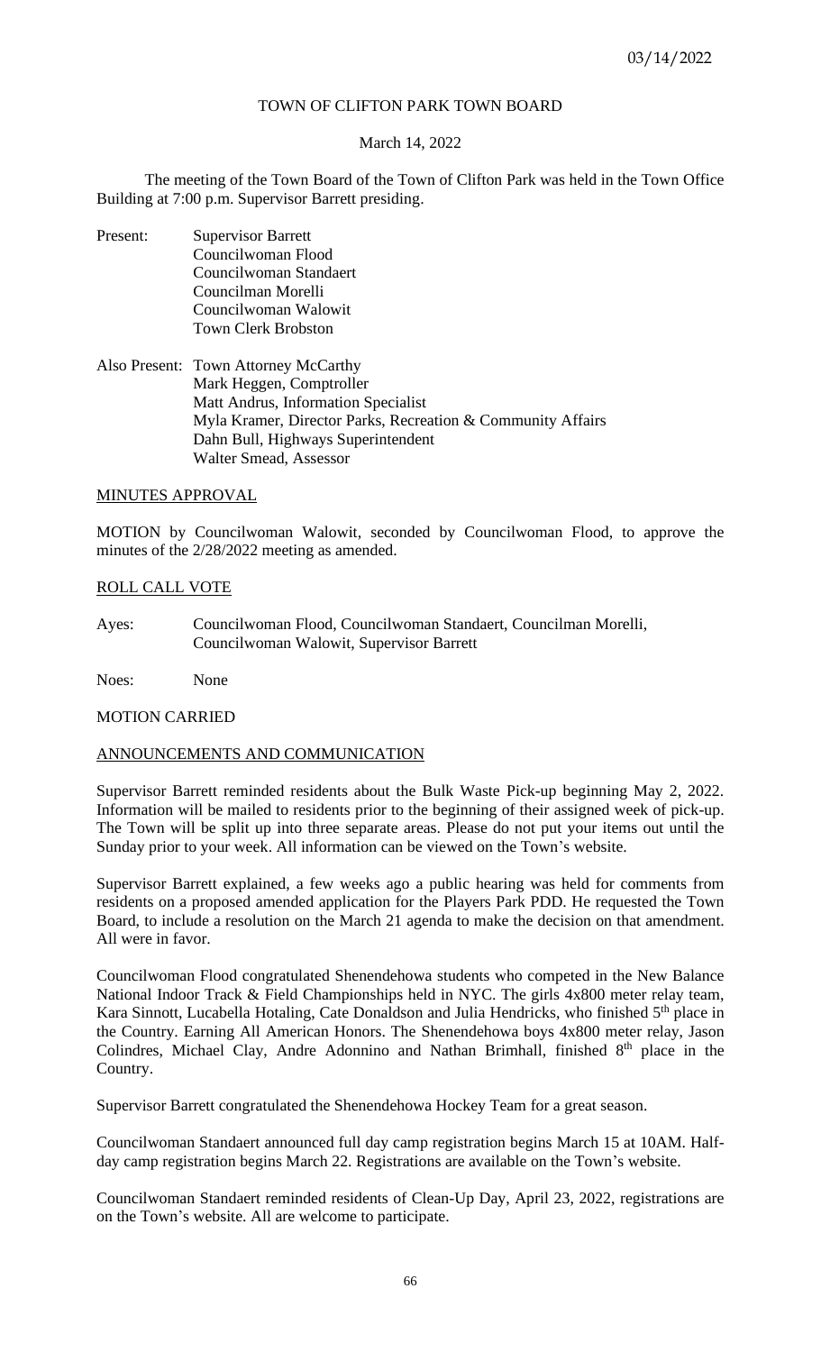# TOWN OF CLIFTON PARK TOWN BOARD

March 14, 2022

The meeting of the Town Board of the Town of Clifton Park was held in the Town Office Building at 7:00 p.m. Supervisor Barrett presiding.

Present: Supervisor Barrett
Councilwoman Flood
Councilwoman Standaert
Councilman Morelli
Councilwoman Walowit
Town Clerk Brobston

Also Present: Town Attorney McCarthy
Mark Heggen, Comptroller
Matt Andrus, Information Specialist
Myla Kramer, Director Parks, Recreation & Community Affairs
Dahn Bull, Highways Superintendent
Walter Smead, Assessor

## MINUTES APPROVAL

MOTION by Councilwoman Walowit, seconded by Councilwoman Flood, to approve the minutes of the 2/28/2022 meeting as amended.

## ROLL CALL VOTE

Ayes: Councilwoman Flood, Councilwoman Standaert, Councilman Morelli, Councilwoman Walowit, Supervisor Barrett

Noes: None

MOTION CARRIED

## ANNOUNCEMENTS AND COMMUNICATION

Supervisor Barrett reminded residents about the Bulk Waste Pick-up beginning May 2, 2022. Information will be mailed to residents prior to the beginning of their assigned week of pick-up. The Town will be split up into three separate areas. Please do not put your items out until the Sunday prior to your week. All information can be viewed on the Town's website.

Supervisor Barrett explained, a few weeks ago a public hearing was held for comments from residents on a proposed amended application for the Players Park PDD. He requested the Town Board, to include a resolution on the March 21 agenda to make the decision on that amendment. All were in favor.

Councilwoman Flood congratulated Shenendehowa students who competed in the New Balance National Indoor Track & Field Championships held in NYC. The girls 4x800 meter relay team, Kara Sinnott, Lucabella Hotaling, Cate Donaldson and Julia Hendricks, who finished 5th place in the Country. Earning All American Honors. The Shenendehowa boys 4x800 meter relay, Jason Colindres, Michael Clay, Andre Adonnino and Nathan Brimhall, finished 8th place in the Country.

Supervisor Barrett congratulated the Shenendehowa Hockey Team for a great season.

Councilwoman Standaert announced full day camp registration begins March 15 at 10AM. Half-day camp registration begins March 22. Registrations are available on the Town's website.

Councilwoman Standaert reminded residents of Clean-Up Day, April 23, 2022, registrations are on the Town's website. All are welcome to participate.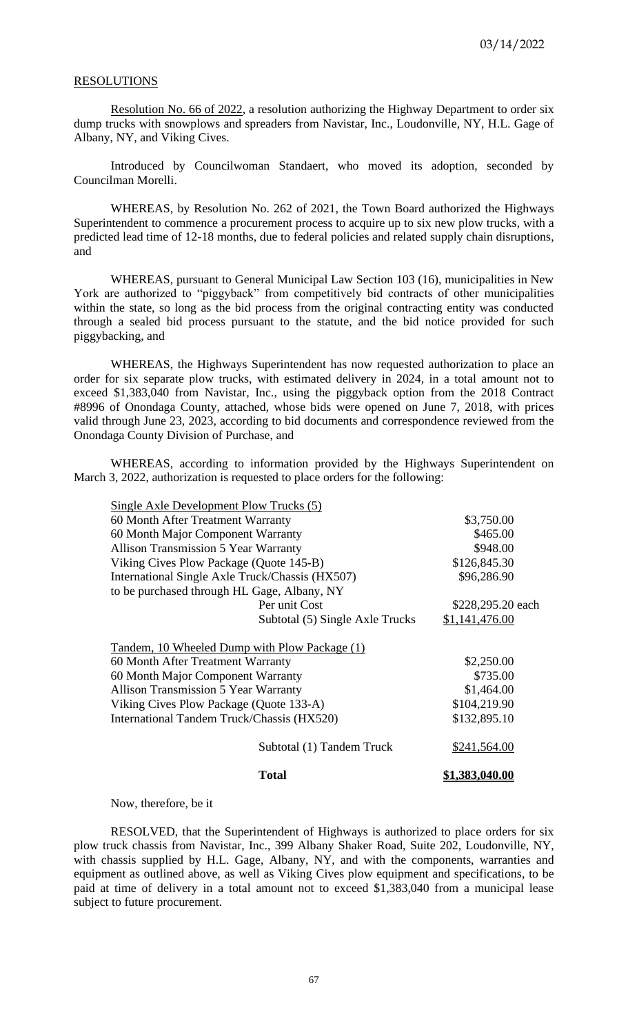RESOLUTIONS

Resolution No. 66 of 2022, a resolution authorizing the Highway Department to order six dump trucks with snowplows and spreaders from Navistar, Inc., Loudonville, NY, H.L. Gage of Albany, NY, and Viking Cives.

Introduced by Councilwoman Standaert, who moved its adoption, seconded by Councilman Morelli.

WHEREAS, by Resolution No. 262 of 2021, the Town Board authorized the Highways Superintendent to commence a procurement process to acquire up to six new plow trucks, with a predicted lead time of 12-18 months, due to federal policies and related supply chain disruptions, and

WHEREAS, pursuant to General Municipal Law Section 103 (16), municipalities in New York are authorized to "piggyback" from competitively bid contracts of other municipalities within the state, so long as the bid process from the original contracting entity was conducted through a sealed bid process pursuant to the statute, and the bid notice provided for such piggybacking, and

WHEREAS, the Highways Superintendent has now requested authorization to place an order for six separate plow trucks, with estimated delivery in 2024, in a total amount not to exceed $1,383,040 from Navistar, Inc., using the piggyback option from the 2018 Contract #8996 of Onondaga County, attached, whose bids were opened on June 7, 2018, with prices valid through June 23, 2023, according to bid documents and correspondence reviewed from the Onondaga County Division of Purchase, and

WHEREAS, according to information provided by the Highways Superintendent on March 3, 2022, authorization is requested to place orders for the following:

| Item | | Amount |
|---|---|---|
| Single Axle Development Plow Trucks (5) | | |
| 60 Month After Treatment Warranty | | $3,750.00 |
| 60 Month Major Component Warranty | | $465.00 |
| Allison Transmission 5 Year Warranty | | $948.00 |
| Viking Cives Plow Package (Quote 145-B) | | $126,845.30 |
| International Single Axle Truck/Chassis (HX507) | | $96,286.90 |
| to be purchased through HL Gage, Albany, NY | | |
| | Per unit Cost | $228,295.20 each |
| | Subtotal (5) Single Axle Trucks | $1,141,476.00 |
| Tandem, 10 Wheeled Dump with Plow Package (1) | | |
| 60 Month After Treatment Warranty | | $2,250.00 |
| 60 Month Major Component Warranty | | $735.00 |
| Allison Transmission 5 Year Warranty | | $1,464.00 |
| Viking Cives Plow Package (Quote 133-A) | | $104,219.90 |
| International Tandem Truck/Chassis (HX520) | | $132,895.10 |
| | Subtotal (1) Tandem Truck | $241,564.00 |
| | **Total** | **$1,383,040.00** |

Now, therefore, be it

RESOLVED, that the Superintendent of Highways is authorized to place orders for six plow truck chassis from Navistar, Inc., 399 Albany Shaker Road, Suite 202, Loudonville, NY, with chassis supplied by H.L. Gage, Albany, NY, and with the components, warranties and equipment as outlined above, as well as Viking Cives plow equipment and specifications, to be paid at time of delivery in a total amount not to exceed $1,383,040 from a municipal lease subject to future procurement.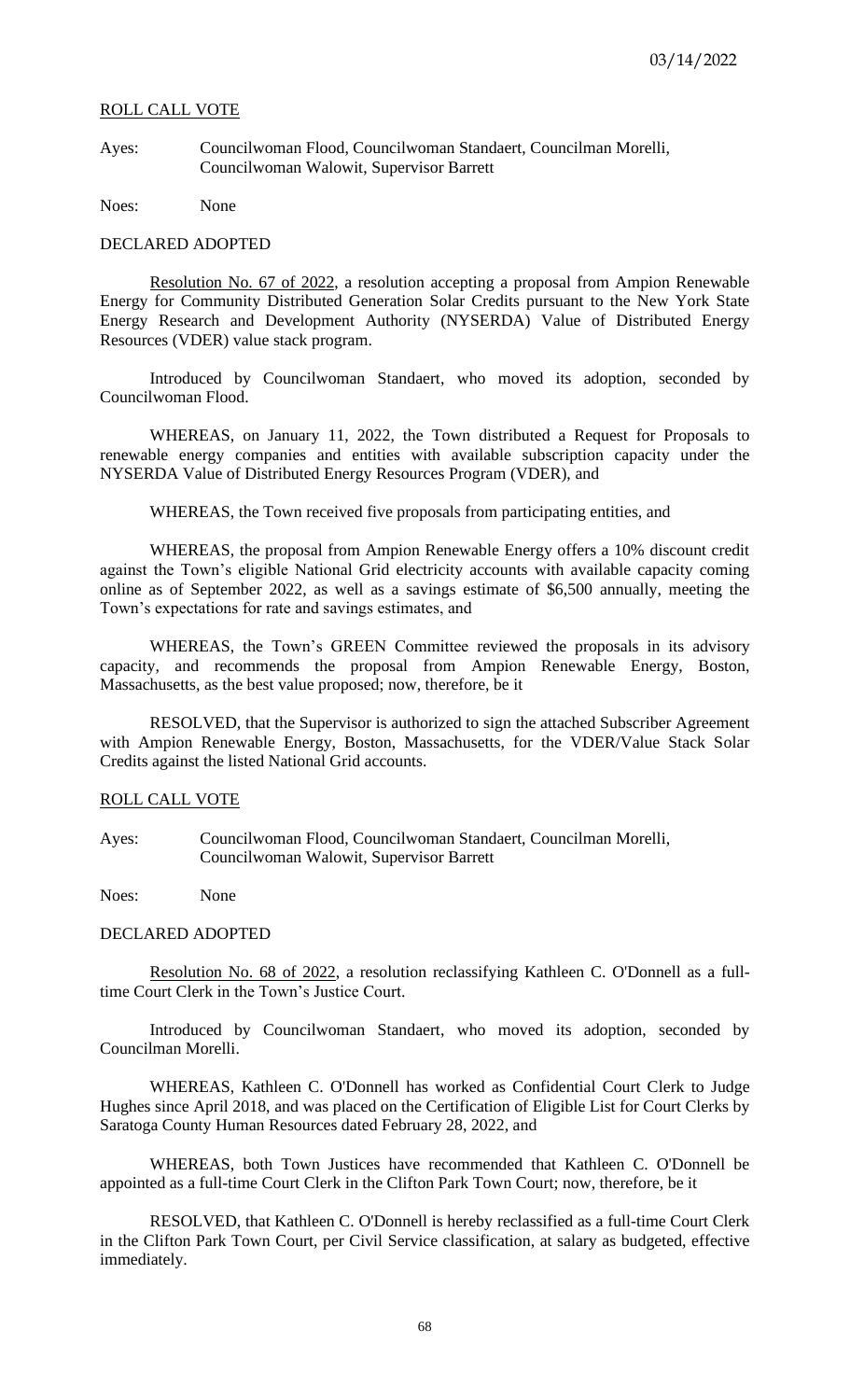ROLL CALL VOTE

Ayes: Councilwoman Flood, Councilwoman Standaert, Councilman Morelli, Councilwoman Walowit, Supervisor Barrett

Noes: None

DECLARED ADOPTED

Resolution No. 67 of 2022, a resolution accepting a proposal from Ampion Renewable Energy for Community Distributed Generation Solar Credits pursuant to the New York State Energy Research and Development Authority (NYSERDA) Value of Distributed Energy Resources (VDER) value stack program.

Introduced by Councilwoman Standaert, who moved its adoption, seconded by Councilwoman Flood.

WHEREAS, on January 11, 2022, the Town distributed a Request for Proposals to renewable energy companies and entities with available subscription capacity under the NYSERDA Value of Distributed Energy Resources Program (VDER), and

WHEREAS, the Town received five proposals from participating entities, and

WHEREAS, the proposal from Ampion Renewable Energy offers a 10% discount credit against the Town's eligible National Grid electricity accounts with available capacity coming online as of September 2022, as well as a savings estimate of $6,500 annually, meeting the Town's expectations for rate and savings estimates, and

WHEREAS, the Town's GREEN Committee reviewed the proposals in its advisory capacity, and recommends the proposal from Ampion Renewable Energy, Boston, Massachusetts, as the best value proposed; now, therefore, be it

RESOLVED, that the Supervisor is authorized to sign the attached Subscriber Agreement with Ampion Renewable Energy, Boston, Massachusetts, for the VDER/Value Stack Solar Credits against the listed National Grid accounts.

ROLL CALL VOTE

Ayes: Councilwoman Flood, Councilwoman Standaert, Councilman Morelli, Councilwoman Walowit, Supervisor Barrett

Noes: None

DECLARED ADOPTED

Resolution No. 68 of 2022, a resolution reclassifying Kathleen C. O'Donnell as a full-time Court Clerk in the Town's Justice Court.

Introduced by Councilwoman Standaert, who moved its adoption, seconded by Councilman Morelli.

WHEREAS, Kathleen C. O'Donnell has worked as Confidential Court Clerk to Judge Hughes since April 2018, and was placed on the Certification of Eligible List for Court Clerks by Saratoga County Human Resources dated February 28, 2022, and

WHEREAS, both Town Justices have recommended that Kathleen C. O'Donnell be appointed as a full-time Court Clerk in the Clifton Park Town Court; now, therefore, be it

RESOLVED, that Kathleen C. O'Donnell is hereby reclassified as a full-time Court Clerk in the Clifton Park Town Court, per Civil Service classification, at salary as budgeted, effective immediately.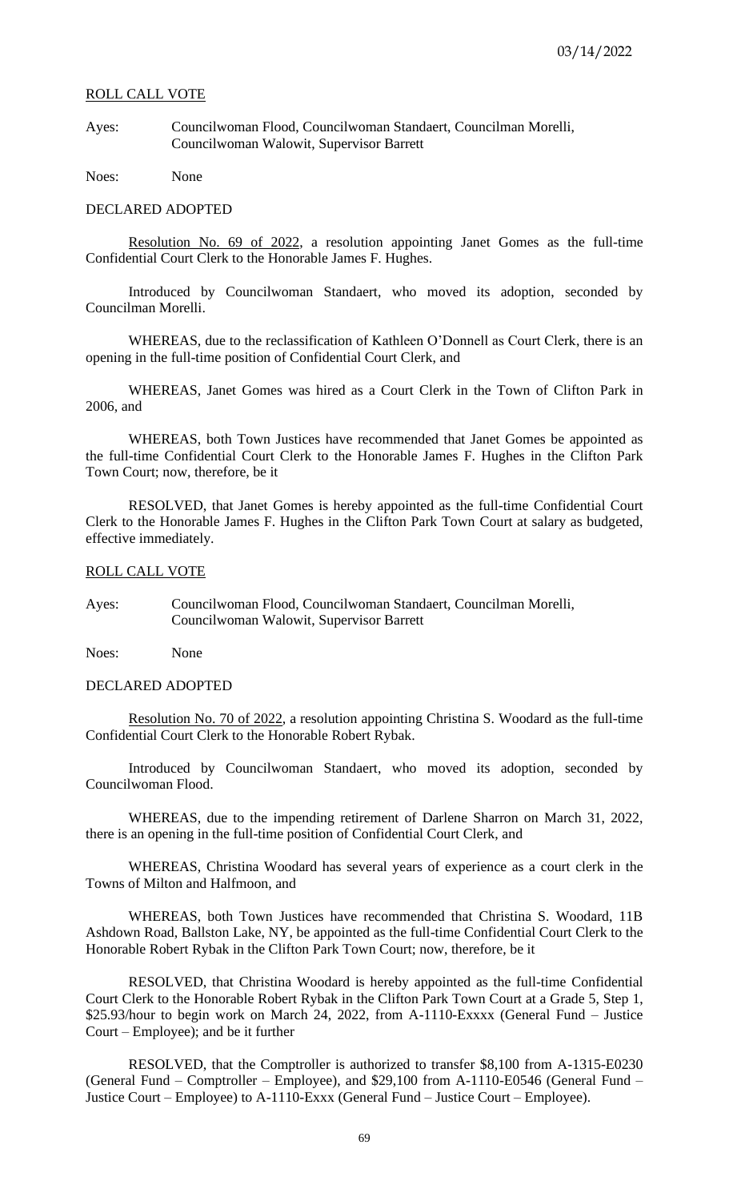ROLL CALL VOTE

Ayes: Councilwoman Flood, Councilwoman Standaert, Councilman Morelli, Councilwoman Walowit, Supervisor Barrett

Noes: None

DECLARED ADOPTED

Resolution No. 69 of 2022, a resolution appointing Janet Gomes as the full-time Confidential Court Clerk to the Honorable James F. Hughes.

Introduced by Councilwoman Standaert, who moved its adoption, seconded by Councilman Morelli.

WHEREAS, due to the reclassification of Kathleen O'Donnell as Court Clerk, there is an opening in the full-time position of Confidential Court Clerk, and

WHEREAS, Janet Gomes was hired as a Court Clerk in the Town of Clifton Park in 2006, and

WHEREAS, both Town Justices have recommended that Janet Gomes be appointed as the full-time Confidential Court Clerk to the Honorable James F. Hughes in the Clifton Park Town Court; now, therefore, be it

RESOLVED, that Janet Gomes is hereby appointed as the full-time Confidential Court Clerk to the Honorable James F. Hughes in the Clifton Park Town Court at salary as budgeted, effective immediately.

ROLL CALL VOTE

Ayes: Councilwoman Flood, Councilwoman Standaert, Councilman Morelli, Councilwoman Walowit, Supervisor Barrett

Noes: None

DECLARED ADOPTED

Resolution No. 70 of 2022, a resolution appointing Christina S. Woodard as the full-time Confidential Court Clerk to the Honorable Robert Rybak.

Introduced by Councilwoman Standaert, who moved its adoption, seconded by Councilwoman Flood.

WHEREAS, due to the impending retirement of Darlene Sharron on March 31, 2022, there is an opening in the full-time position of Confidential Court Clerk, and

WHEREAS, Christina Woodard has several years of experience as a court clerk in the Towns of Milton and Halfmoon, and

WHEREAS, both Town Justices have recommended that Christina S. Woodard, 11B Ashdown Road, Ballston Lake, NY, be appointed as the full-time Confidential Court Clerk to the Honorable Robert Rybak in the Clifton Park Town Court; now, therefore, be it

RESOLVED, that Christina Woodard is hereby appointed as the full-time Confidential Court Clerk to the Honorable Robert Rybak in the Clifton Park Town Court at a Grade 5, Step 1, $25.93/hour to begin work on March 24, 2022, from A-1110-Exxxx (General Fund – Justice Court – Employee); and be it further

RESOLVED, that the Comptroller is authorized to transfer $8,100 from A-1315-E0230 (General Fund – Comptroller – Employee), and $29,100 from A-1110-E0546 (General Fund – Justice Court – Employee) to A-1110-Exxx (General Fund – Justice Court – Employee).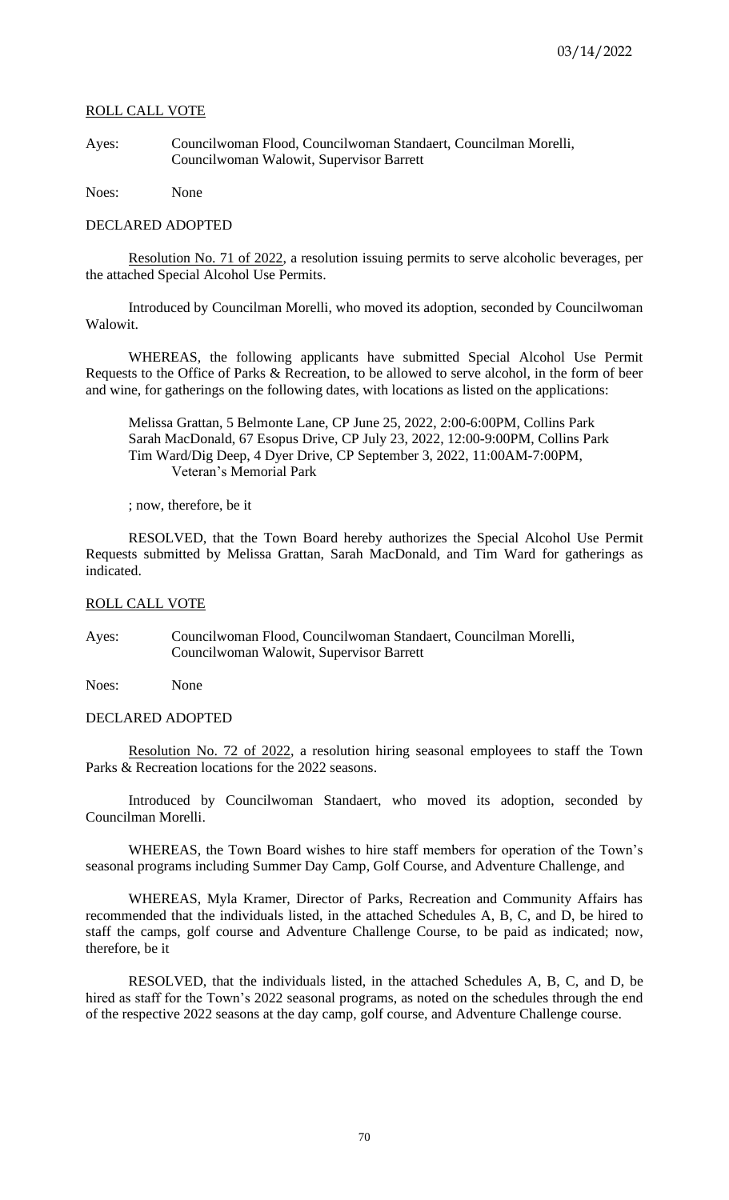03/14/2022

ROLL CALL VOTE

Ayes: Councilwoman Flood, Councilwoman Standaert, Councilman Morelli, Councilwoman Walowit, Supervisor Barrett

Noes: None

DECLARED ADOPTED

Resolution No. 71 of 2022, a resolution issuing permits to serve alcoholic beverages, per the attached Special Alcohol Use Permits.

Introduced by Councilman Morelli, who moved its adoption, seconded by Councilwoman Walowit.

WHEREAS, the following applicants have submitted Special Alcohol Use Permit Requests to the Office of Parks & Recreation, to be allowed to serve alcohol, in the form of beer and wine, for gatherings on the following dates, with locations as listed on the applications:

Melissa Grattan, 5 Belmonte Lane, CP June 25, 2022, 2:00-6:00PM, Collins Park
Sarah MacDonald, 67 Esopus Drive, CP July 23, 2022, 12:00-9:00PM, Collins Park
Tim Ward/Dig Deep, 4 Dyer Drive, CP September 3, 2022, 11:00AM-7:00PM, Veteran's Memorial Park

; now, therefore, be it

RESOLVED, that the Town Board hereby authorizes the Special Alcohol Use Permit Requests submitted by Melissa Grattan, Sarah MacDonald, and Tim Ward for gatherings as indicated.

ROLL CALL VOTE

Ayes: Councilwoman Flood, Councilwoman Standaert, Councilman Morelli, Councilwoman Walowit, Supervisor Barrett

Noes: None

DECLARED ADOPTED

Resolution No. 72 of 2022, a resolution hiring seasonal employees to staff the Town Parks & Recreation locations for the 2022 seasons.

Introduced by Councilwoman Standaert, who moved its adoption, seconded by Councilman Morelli.

WHEREAS, the Town Board wishes to hire staff members for operation of the Town's seasonal programs including Summer Day Camp, Golf Course, and Adventure Challenge, and

WHEREAS, Myla Kramer, Director of Parks, Recreation and Community Affairs has recommended that the individuals listed, in the attached Schedules A, B, C, and D, be hired to staff the camps, golf course and Adventure Challenge Course, to be paid as indicated; now, therefore, be it

RESOLVED, that the individuals listed, in the attached Schedules A, B, C, and D, be hired as staff for the Town's 2022 seasonal programs, as noted on the schedules through the end of the respective 2022 seasons at the day camp, golf course, and Adventure Challenge course.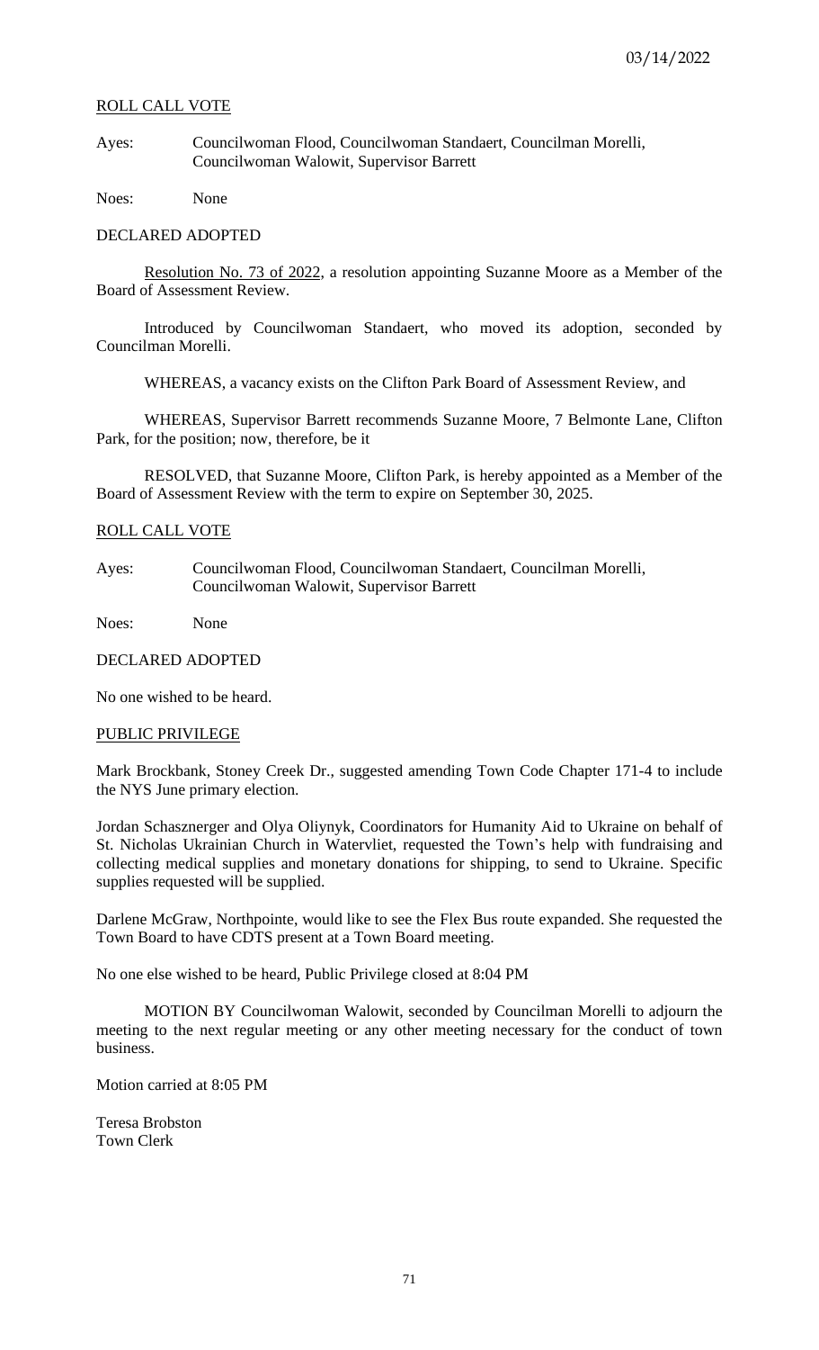ROLL CALL VOTE

Ayes: Councilwoman Flood, Councilwoman Standaert, Councilman Morelli, Councilwoman Walowit, Supervisor Barrett

Noes: None

DECLARED ADOPTED

Resolution No. 73 of 2022, a resolution appointing Suzanne Moore as a Member of the Board of Assessment Review.

Introduced by Councilwoman Standaert, who moved its adoption, seconded by Councilman Morelli.

WHEREAS, a vacancy exists on the Clifton Park Board of Assessment Review, and

WHEREAS, Supervisor Barrett recommends Suzanne Moore, 7 Belmonte Lane, Clifton Park, for the position; now, therefore, be it

RESOLVED, that Suzanne Moore, Clifton Park, is hereby appointed as a Member of the Board of Assessment Review with the term to expire on September 30, 2025.

ROLL CALL VOTE

Ayes: Councilwoman Flood, Councilwoman Standaert, Councilman Morelli, Councilwoman Walowit, Supervisor Barrett

Noes: None

DECLARED ADOPTED

No one wished to be heard.

PUBLIC PRIVILEGE

Mark Brockbank, Stoney Creek Dr., suggested amending Town Code Chapter 171-4 to include the NYS June primary election.

Jordan Schasznerger and Olya Oliynyk, Coordinators for Humanity Aid to Ukraine on behalf of St. Nicholas Ukrainian Church in Watervliet, requested the Town's help with fundraising and collecting medical supplies and monetary donations for shipping, to send to Ukraine. Specific supplies requested will be supplied.

Darlene McGraw, Northpointe, would like to see the Flex Bus route expanded. She requested the Town Board to have CDTS present at a Town Board meeting.

No one else wished to be heard, Public Privilege closed at 8:04 PM

MOTION BY Councilwoman Walowit, seconded by Councilman Morelli to adjourn the meeting to the next regular meeting or any other meeting necessary for the conduct of town business.

Motion carried at 8:05 PM

Teresa Brobston
Town Clerk